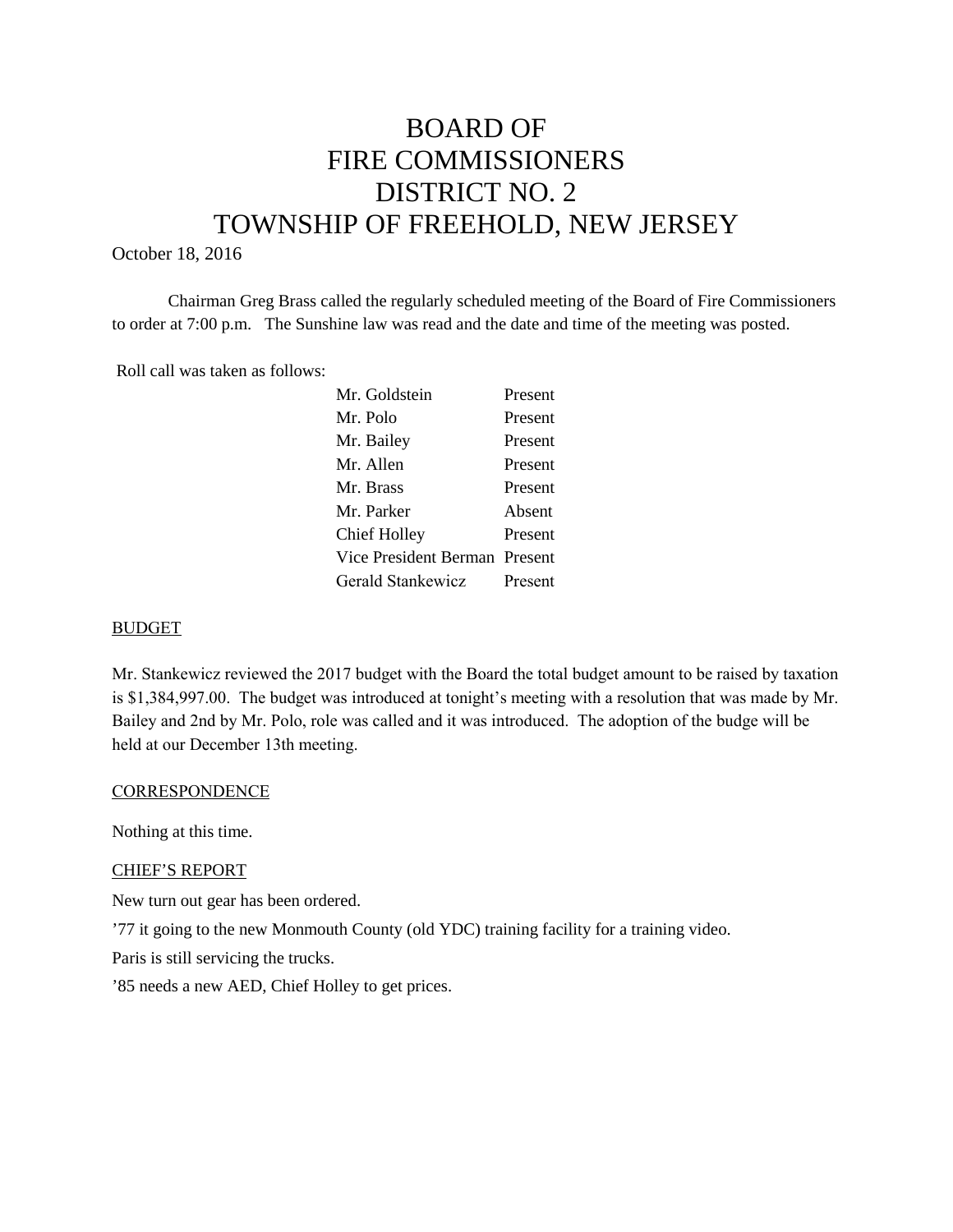# BOARD OF FIRE COMMISSIONERS DISTRICT NO. 2 TOWNSHIP OF FREEHOLD, NEW JERSEY

October 18, 2016

Chairman Greg Brass called the regularly scheduled meeting of the Board of Fire Commissioners to order at 7:00 p.m. The Sunshine law was read and the date and time of the meeting was posted.

Roll call was taken as follows:

| | |
|---|---|
| Mr. Goldstein | Present |
| Mr. Polo | Present |
| Mr. Bailey | Present |
| Mr. Allen | Present |
| Mr. Brass | Present |
| Mr. Parker | Absent |
| Chief Holley | Present |
| Vice President Berman | Present |
| Gerald Stankewicz | Present |

## BUDGET

Mr. Stankewicz reviewed the 2017 budget with the Board the total budget amount to be raised by taxation is $1,384,997.00. The budget was introduced at tonight's meeting with a resolution that was made by Mr. Bailey and 2nd by Mr. Polo, role was called and it was introduced. The adoption of the budge will be held at our December 13th meeting.

## CORRESPONDENCE

Nothing at this time.

## CHIEF'S REPORT

New turn out gear has been ordered.

'77 it going to the new Monmouth County (old YDC) training facility for a training video.

Paris is still servicing the trucks.

'85 needs a new AED, Chief Holley to get prices.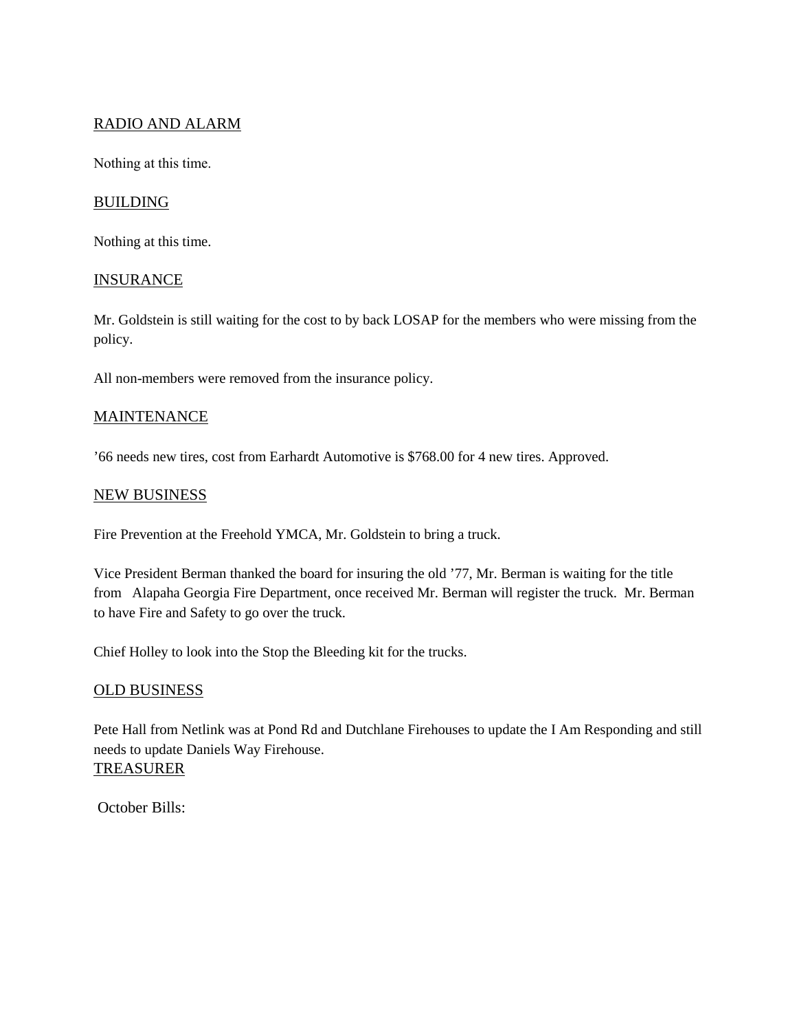## RADIO AND ALARM

Nothing at this time.

## BUILDING

Nothing at this time.

## INSURANCE

Mr. Goldstein is still waiting for the cost to by back LOSAP for the members who were missing from the policy.

All non-members were removed from the insurance policy.

## MAINTENANCE

’66 needs new tires, cost from Earhardt Automotive is $768.00 for 4 new tires. Approved.

## NEW BUSINESS

Fire Prevention at the Freehold YMCA, Mr. Goldstein to bring a truck.

Vice President Berman thanked the board for insuring the old ’77, Mr. Berman is waiting for the title from Alapaha Georgia Fire Department, once received Mr. Berman will register the truck. Mr. Berman to have Fire and Safety to go over the truck.

Chief Holley to look into the Stop the Bleeding kit for the trucks.

## OLD BUSINESS

Pete Hall from Netlink was at Pond Rd and Dutchlane Firehouses to update the I Am Responding and still needs to update Daniels Way Firehouse.

## TREASURER

October Bills: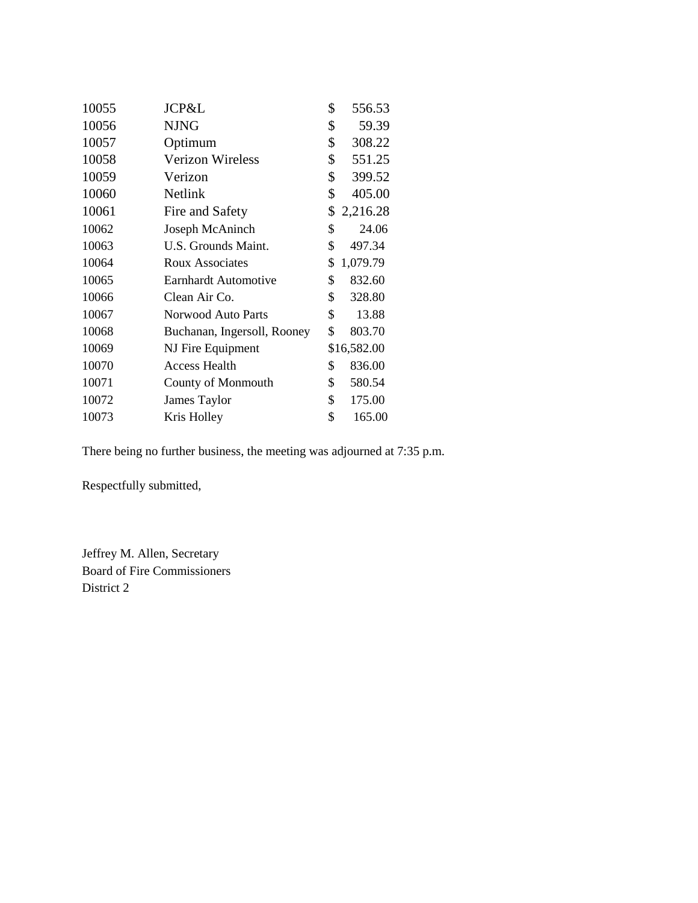| | | |
|---|---|---|
| 10055 | JCP&L | $ 556.53 |
| 10056 | NJNG | $ 59.39 |
| 10057 | Optimum | $ 308.22 |
| 10058 | Verizon Wireless | $ 551.25 |
| 10059 | Verizon | $ 399.52 |
| 10060 | Netlink | $ 405.00 |
| 10061 | Fire and Safety | $ 2,216.28 |
| 10062 | Joseph McAninch | $ 24.06 |
| 10063 | U.S. Grounds Maint. | $ 497.34 |
| 10064 | Roux Associates | $ 1,079.79 |
| 10065 | Earnhardt Automotive | $ 832.60 |
| 10066 | Clean Air Co. | $ 328.80 |
| 10067 | Norwood Auto Parts | $ 13.88 |
| 10068 | Buchanan, Ingersoll, Rooney | $ 803.70 |
| 10069 | NJ Fire Equipment | $16,582.00 |
| 10070 | Access Health | $ 836.00 |
| 10071 | County of Monmouth | $ 580.54 |
| 10072 | James Taylor | $ 175.00 |
| 10073 | Kris Holley | $ 165.00 |

There being no further business, the meeting was adjourned at 7:35 p.m.

Respectfully submitted,

Jeffrey M. Allen, Secretary  
Board of Fire Commissioners  
District 2